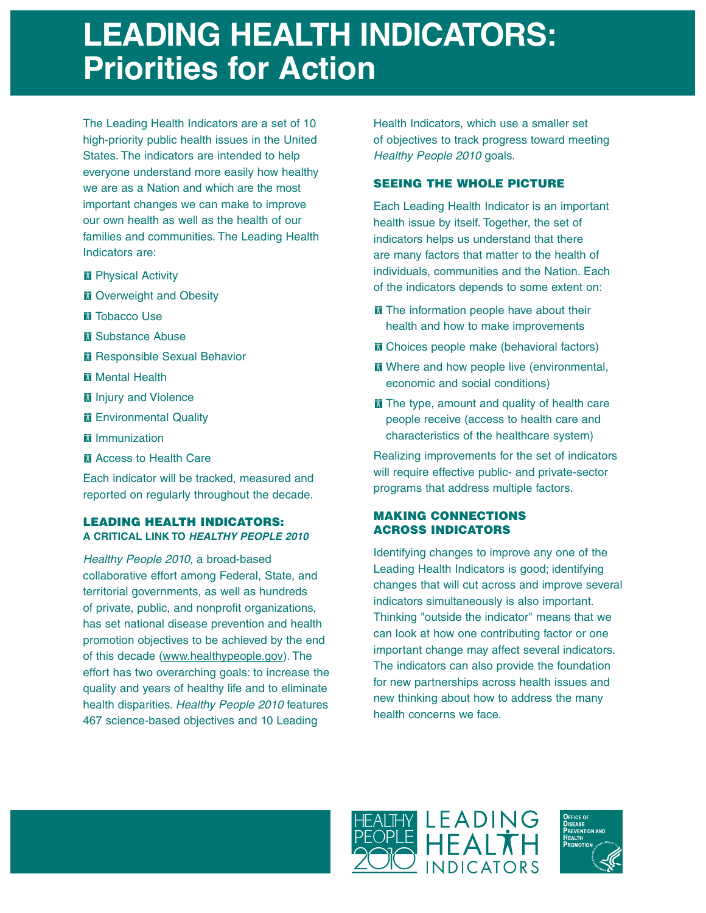# LEADING HEALTH INDICATORS: Priorities for Action

The Leading Health Indicators are a set of 10 high-priority public health issues in the United States. The indicators are intended to help everyone understand more easily how healthy we are as a Nation and which are the most important changes we can make to improve our own health as well as the health of our families and communities. The Leading Health Indicators are:

- Physical Activity
- Overweight and Obesity
- Tobacco Use
- Substance Abuse
- Responsible Sexual Behavior
- Mental Health
- Injury and Violence
- Environmental Quality
- Immunization
- Access to Health Care

Each indicator will be tracked, measured and reported on regularly throughout the decade.

## LEADING HEALTH INDICATORS: A CRITICAL LINK TO *HEALTHY PEOPLE 2010*

*Healthy People 2010*, a broad-based collaborative effort among Federal, State, and territorial governments, as well as hundreds of private, public, and nonprofit organizations, has set national disease prevention and health promotion objectives to be achieved by the end of this decade (www.healthypeople.gov). The effort has two overarching goals: to increase the quality and years of healthy life and to eliminate health disparities. *Healthy People 2010* features 467 science-based objectives and 10 Leading Health Indicators, which use a smaller set of objectives to track progress toward meeting *Healthy People 2010* goals.

## SEEING THE WHOLE PICTURE

Each Leading Health Indicator is an important health issue by itself. Together, the set of indicators helps us understand that there are many factors that matter to the health of individuals, communities and the Nation. Each of the indicators depends to some extent on:

- The information people have about their health and how to make improvements
- Choices people make (behavioral factors)
- Where and how people live (environmental, economic and social conditions)
- The type, amount and quality of health care people receive (access to health care and characteristics of the healthcare system)

Realizing improvements for the set of indicators will require effective public- and private-sector programs that address multiple factors.

## MAKING CONNECTIONS ACROSS INDICATORS

Identifying changes to improve any one of the Leading Health Indicators is good; identifying changes that will cut across and improve several indicators simultaneously is also important. Thinking "outside the indicator" means that we can look at how one contributing factor or one important change may affect several indicators. The indicators can also provide the foundation for new partnerships across health issues and new thinking about how to address the many health concerns we face.

HEALTHY PEOPLE 2010 | LEADING HEALTH INDICATORS

Office of Disease Prevention and Health Promotion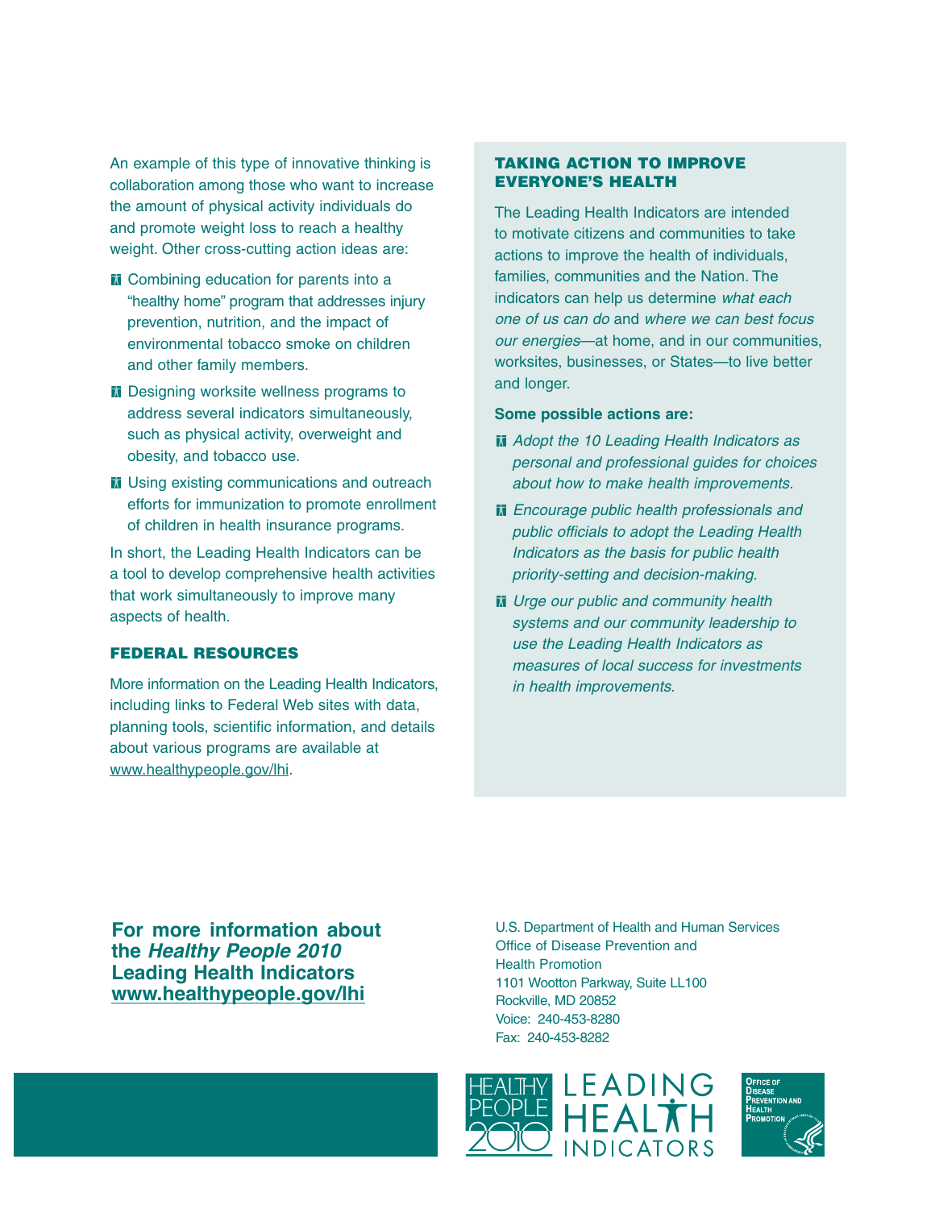An example of this type of innovative thinking is collaboration among those who want to increase the amount of physical activity individuals do and promote weight loss to reach a healthy weight. Other cross-cutting action ideas are:

- Combining education for parents into a "healthy home" program that addresses injury prevention, nutrition, and the impact of environmental tobacco smoke on children and other family members.
- Designing worksite wellness programs to address several indicators simultaneously, such as physical activity, overweight and obesity, and tobacco use.
- Using existing communications and outreach efforts for immunization to promote enrollment of children in health insurance programs.

In short, the Leading Health Indicators can be a tool to develop comprehensive health activities that work simultaneously to improve many aspects of health.

## FEDERAL RESOURCES

More information on the Leading Health Indicators, including links to Federal Web sites with data, planning tools, scientific information, and details about various programs are available at www.healthypeople.gov/lhi.

## TAKING ACTION TO IMPROVE EVERYONE'S HEALTH

The Leading Health Indicators are intended to motivate citizens and communities to take actions to improve the health of individuals, families, communities and the Nation. The indicators can help us determine *what each one of us can do* and *where we can best focus our energies*—at home, and in our communities, worksites, businesses, or States—to live better and longer.

**Some possible actions are:**

- *Adopt the 10 Leading Health Indicators as personal and professional guides for choices about how to make health improvements.*
- *Encourage public health professionals and public officials to adopt the Leading Health Indicators as the basis for public health priority-setting and decision-making.*
- *Urge our public and community health systems and our community leadership to use the Leading Health Indicators as measures of local success for investments in health improvements.*

**For more information about the *Healthy People 2010* Leading Health Indicators www.healthypeople.gov/lhi**

U.S. Department of Health and Human Services
Office of Disease Prevention and Health Promotion
1101 Wootton Parkway, Suite LL100
Rockville, MD 20852
Voice: 240-453-8280
Fax: 240-453-8282

HEALTHY PEOPLE 2010 LEADING HEALTH INDICATORS

Office of Disease Prevention and Health Promotion